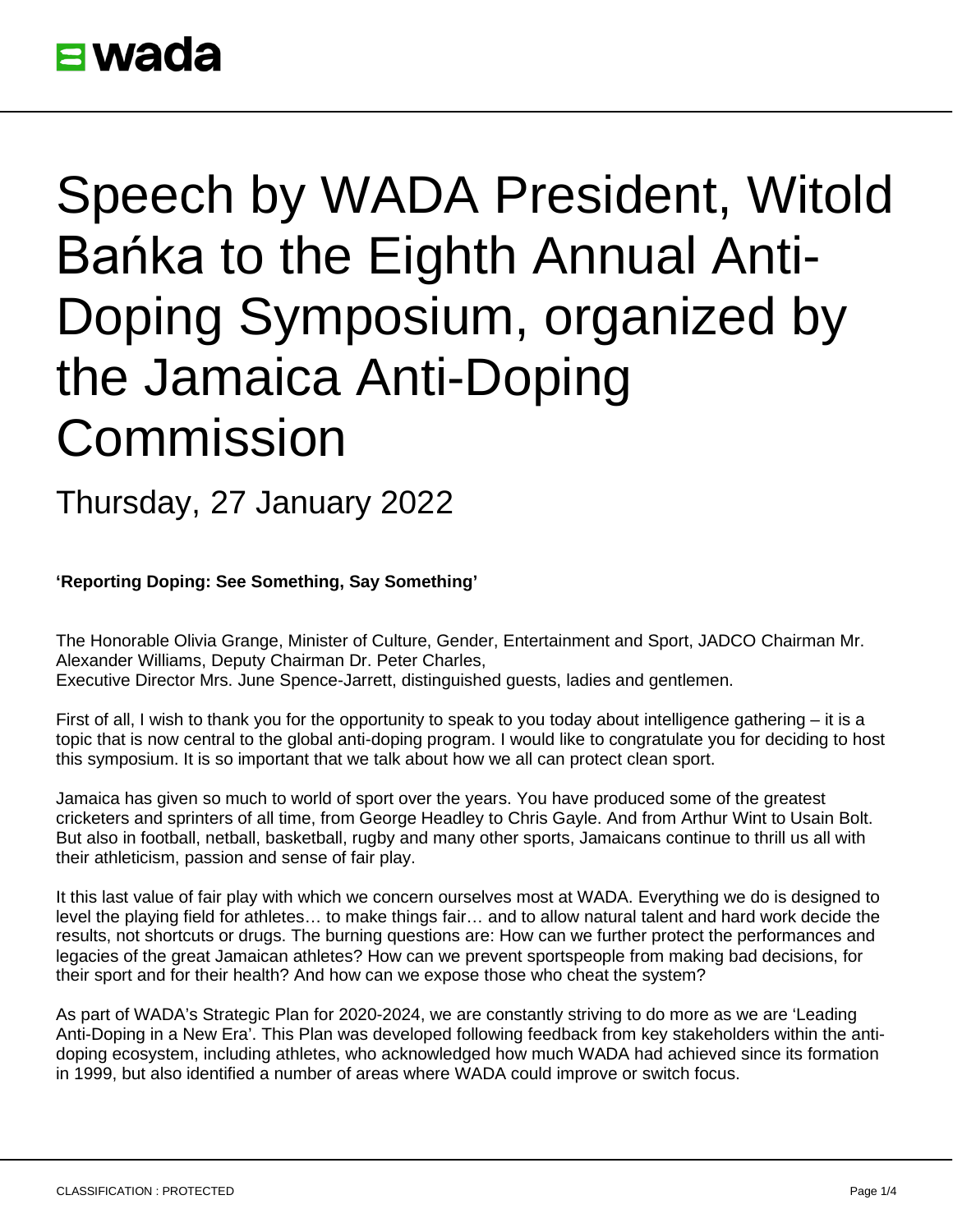# Speech by WADA President, Witold Bańka to the Eighth Annual Anti-Doping Symposium, organized by the Jamaica Anti-Doping Commission

## Thursday, 27 January 2022

**'Reporting Doping: See Something, Say Something'**

The Honorable Olivia Grange, Minister of Culture, Gender, Entertainment and Sport, JADCO Chairman Mr. Alexander Williams, Deputy Chairman Dr. Peter Charles,
Executive Director Mrs. June Spence-Jarrett, distinguished guests, ladies and gentlemen.

First of all, I wish to thank you for the opportunity to speak to you today about intelligence gathering – it is a topic that is now central to the global anti-doping program. I would like to congratulate you for deciding to host this symposium. It is so important that we talk about how we all can protect clean sport.

Jamaica has given so much to world of sport over the years. You have produced some of the greatest cricketers and sprinters of all time, from George Headley to Chris Gayle. And from Arthur Wint to Usain Bolt. But also in football, netball, basketball, rugby and many other sports, Jamaicans continue to thrill us all with their athleticism, passion and sense of fair play.

It this last value of fair play with which we concern ourselves most at WADA. Everything we do is designed to level the playing field for athletes… to make things fair… and to allow natural talent and hard work decide the results, not shortcuts or drugs. The burning questions are: How can we further protect the performances and legacies of the great Jamaican athletes? How can we prevent sportspeople from making bad decisions, for their sport and for their health? And how can we expose those who cheat the system?

As part of WADA's Strategic Plan for 2020-2024, we are constantly striving to do more as we are 'Leading Anti-Doping in a New Era'. This Plan was developed following feedback from key stakeholders within the anti-doping ecosystem, including athletes, who acknowledged how much WADA had achieved since its formation in 1999, but also identified a number of areas where WADA could improve or switch focus.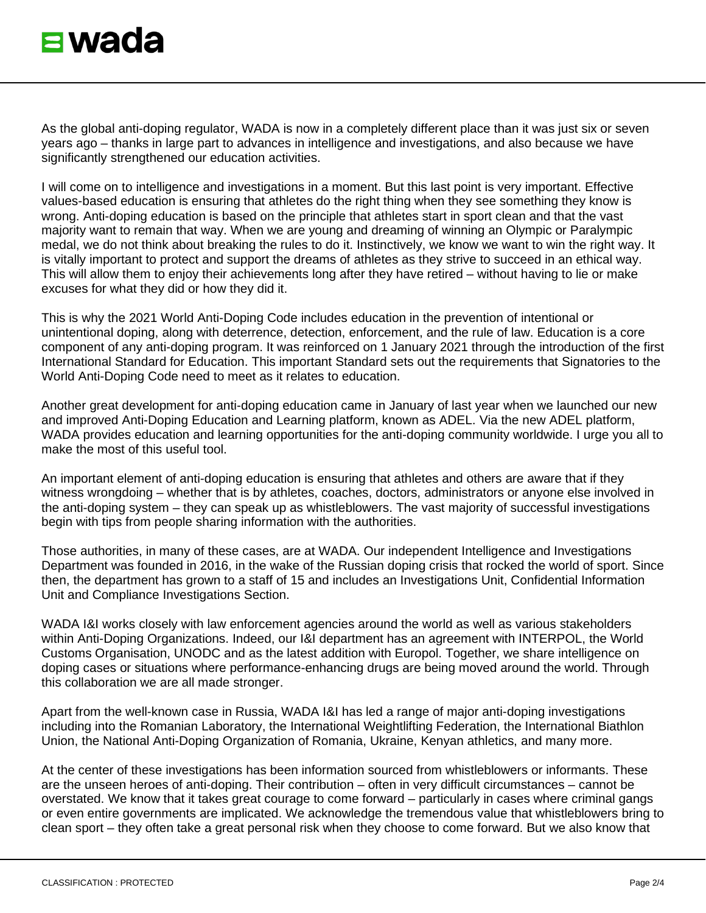As the global anti-doping regulator, WADA is now in a completely different place than it was just six or seven years ago – thanks in large part to advances in intelligence and investigations, and also because we have significantly strengthened our education activities.

I will come on to intelligence and investigations in a moment. But this last point is very important. Effective values-based education is ensuring that athletes do the right thing when they see something they know is wrong. Anti-doping education is based on the principle that athletes start in sport clean and that the vast majority want to remain that way. When we are young and dreaming of winning an Olympic or Paralympic medal, we do not think about breaking the rules to do it. Instinctively, we know we want to win the right way. It is vitally important to protect and support the dreams of athletes as they strive to succeed in an ethical way. This will allow them to enjoy their achievements long after they have retired – without having to lie or make excuses for what they did or how they did it.

This is why the 2021 World Anti-Doping Code includes education in the prevention of intentional or unintentional doping, along with deterrence, detection, enforcement, and the rule of law. Education is a core component of any anti-doping program. It was reinforced on 1 January 2021 through the introduction of the first International Standard for Education. This important Standard sets out the requirements that Signatories to the World Anti-Doping Code need to meet as it relates to education.

Another great development for anti-doping education came in January of last year when we launched our new and improved Anti-Doping Education and Learning platform, known as ADEL. Via the new ADEL platform, WADA provides education and learning opportunities for the anti-doping community worldwide. I urge you all to make the most of this useful tool.

An important element of anti-doping education is ensuring that athletes and others are aware that if they witness wrongdoing – whether that is by athletes, coaches, doctors, administrators or anyone else involved in the anti-doping system – they can speak up as whistleblowers. The vast majority of successful investigations begin with tips from people sharing information with the authorities.

Those authorities, in many of these cases, are at WADA. Our independent Intelligence and Investigations Department was founded in 2016, in the wake of the Russian doping crisis that rocked the world of sport. Since then, the department has grown to a staff of 15 and includes an Investigations Unit, Confidential Information Unit and Compliance Investigations Section.

WADA I&I works closely with law enforcement agencies around the world as well as various stakeholders within Anti-Doping Organizations. Indeed, our I&I department has an agreement with INTERPOL, the World Customs Organisation, UNODC and as the latest addition with Europol. Together, we share intelligence on doping cases or situations where performance-enhancing drugs are being moved around the world. Through this collaboration we are all made stronger.

Apart from the well-known case in Russia, WADA I&I has led a range of major anti-doping investigations including into the Romanian Laboratory, the International Weightlifting Federation, the International Biathlon Union, the National Anti-Doping Organization of Romania, Ukraine, Kenyan athletics, and many more.

At the center of these investigations has been information sourced from whistleblowers or informants. These are the unseen heroes of anti-doping. Their contribution – often in very difficult circumstances – cannot be overstated. We know that it takes great courage to come forward – particularly in cases where criminal gangs or even entire governments are implicated. We acknowledge the tremendous value that whistleblowers bring to clean sport – they often take a great personal risk when they choose to come forward. But we also know that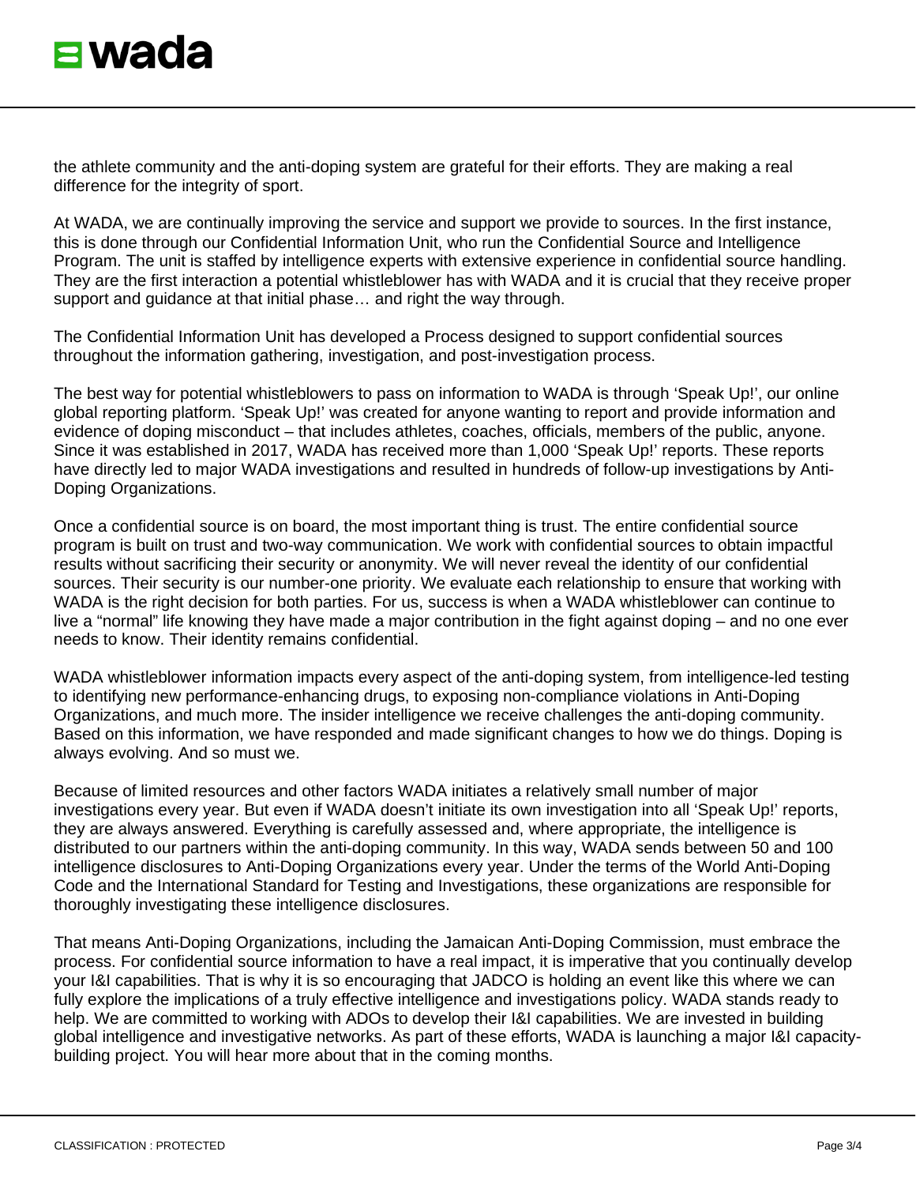the athlete community and the anti-doping system are grateful for their efforts. They are making a real difference for the integrity of sport.

At WADA, we are continually improving the service and support we provide to sources. In the first instance, this is done through our Confidential Information Unit, who run the Confidential Source and Intelligence Program. The unit is staffed by intelligence experts with extensive experience in confidential source handling. They are the first interaction a potential whistleblower has with WADA and it is crucial that they receive proper support and guidance at that initial phase… and right the way through.

The Confidential Information Unit has developed a Process designed to support confidential sources throughout the information gathering, investigation, and post-investigation process.

The best way for potential whistleblowers to pass on information to WADA is through 'Speak Up!', our online global reporting platform. 'Speak Up!' was created for anyone wanting to report and provide information and evidence of doping misconduct – that includes athletes, coaches, officials, members of the public, anyone. Since it was established in 2017, WADA has received more than 1,000 'Speak Up!' reports. These reports have directly led to major WADA investigations and resulted in hundreds of follow-up investigations by Anti-Doping Organizations.

Once a confidential source is on board, the most important thing is trust. The entire confidential source program is built on trust and two-way communication. We work with confidential sources to obtain impactful results without sacrificing their security or anonymity. We will never reveal the identity of our confidential sources. Their security is our number-one priority. We evaluate each relationship to ensure that working with WADA is the right decision for both parties. For us, success is when a WADA whistleblower can continue to live a "normal" life knowing they have made a major contribution in the fight against doping – and no one ever needs to know. Their identity remains confidential.

WADA whistleblower information impacts every aspect of the anti-doping system, from intelligence-led testing to identifying new performance-enhancing drugs, to exposing non-compliance violations in Anti-Doping Organizations, and much more. The insider intelligence we receive challenges the anti-doping community. Based on this information, we have responded and made significant changes to how we do things. Doping is always evolving. And so must we.

Because of limited resources and other factors WADA initiates a relatively small number of major investigations every year. But even if WADA doesn't initiate its own investigation into all 'Speak Up!' reports, they are always answered. Everything is carefully assessed and, where appropriate, the intelligence is distributed to our partners within the anti-doping community. In this way, WADA sends between 50 and 100 intelligence disclosures to Anti-Doping Organizations every year. Under the terms of the World Anti-Doping Code and the International Standard for Testing and Investigations, these organizations are responsible for thoroughly investigating these intelligence disclosures.

That means Anti-Doping Organizations, including the Jamaican Anti-Doping Commission, must embrace the process. For confidential source information to have a real impact, it is imperative that you continually develop your I&I capabilities. That is why it is so encouraging that JADCO is holding an event like this where we can fully explore the implications of a truly effective intelligence and investigations policy. WADA stands ready to help. We are committed to working with ADOs to develop their I&I capabilities. We are invested in building global intelligence and investigative networks. As part of these efforts, WADA is launching a major I&I capacity-building project. You will hear more about that in the coming months.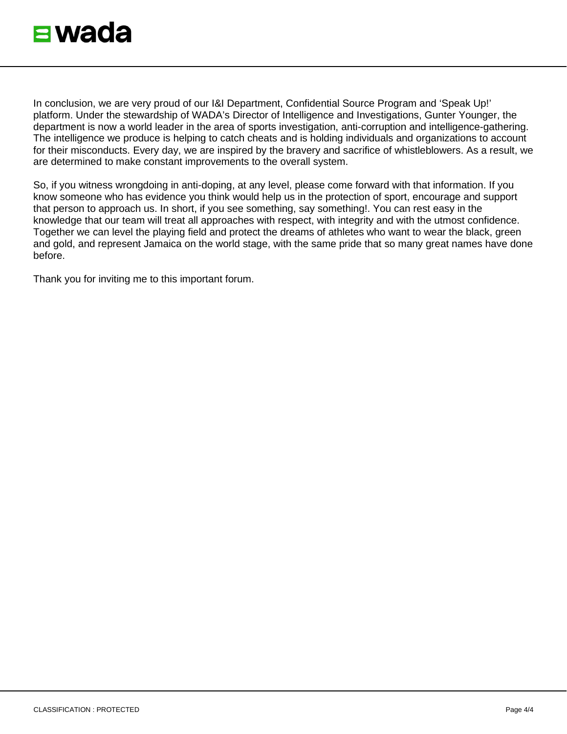In conclusion, we are very proud of our I&I Department, Confidential Source Program and 'Speak Up!' platform. Under the stewardship of WADA's Director of Intelligence and Investigations, Gunter Younger, the department is now a world leader in the area of sports investigation, anti-corruption and intelligence-gathering. The intelligence we produce is helping to catch cheats and is holding individuals and organizations to account for their misconducts. Every day, we are inspired by the bravery and sacrifice of whistleblowers. As a result, we are determined to make constant improvements to the overall system.

So, if you witness wrongdoing in anti-doping, at any level, please come forward with that information. If you know someone who has evidence you think would help us in the protection of sport, encourage and support that person to approach us. In short, if you see something, say something!. You can rest easy in the knowledge that our team will treat all approaches with respect, with integrity and with the utmost confidence. Together we can level the playing field and protect the dreams of athletes who want to wear the black, green and gold, and represent Jamaica on the world stage, with the same pride that so many great names have done before.

Thank you for inviting me to this important forum.